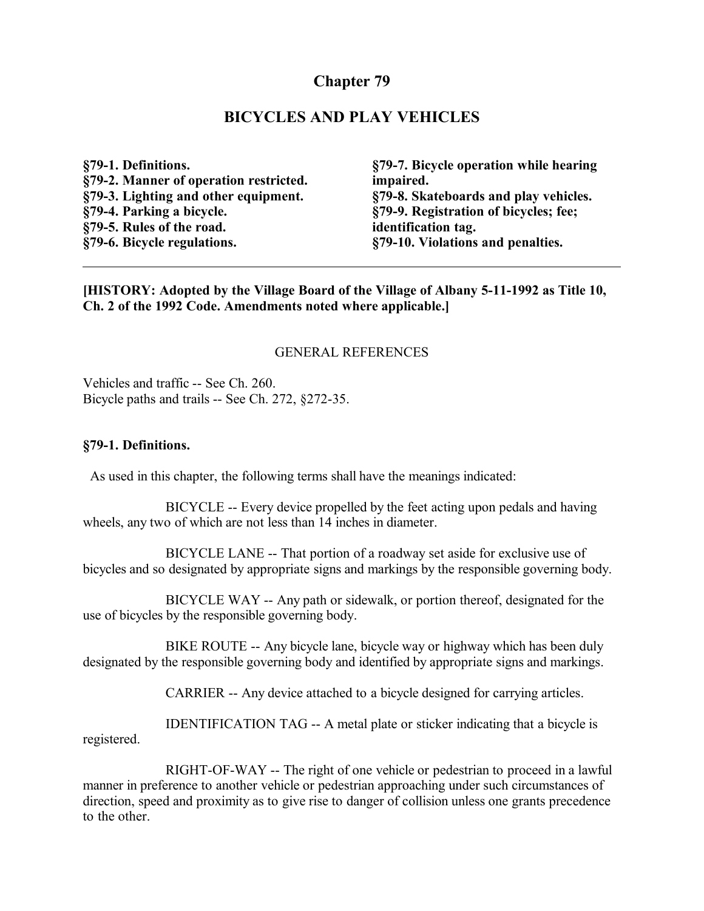# Chapter 79

## BICYCLES AND PLAY VEHICLES

**§79-1. Definitions.**
**§79-2. Manner of operation restricted.**
**§79-3. Lighting and other equipment.**
**§79-4. Parking a bicycle.**
**§79-5. Rules of the road.**
**§79-6. Bicycle regulations.**
**§79-7. Bicycle operation while hearing impaired.**
**§79-8. Skateboards and play vehicles.**
**§79-9. Registration of bicycles; fee; identification tag.**
**§79-10. Violations and penalties.**

---

**[HISTORY: Adopted by the Village Board of the Village of Albany 5-11-1992 as Title 10, Ch. 2 of the 1992 Code. Amendments noted where applicable.]**

GENERAL REFERENCES

Vehicles and traffic -- See Ch. 260.
Bicycle paths and trails -- See Ch. 272, §272-35.

### §79-1. Definitions.

As used in this chapter, the following terms shall have the meanings indicated:

BICYCLE -- Every device propelled by the feet acting upon pedals and having wheels, any two of which are not less than 14 inches in diameter.

BICYCLE LANE -- That portion of a roadway set aside for exclusive use of bicycles and so designated by appropriate signs and markings by the responsible governing body.

BICYCLE WAY -- Any path or sidewalk, or portion thereof, designated for the use of bicycles by the responsible governing body.

BIKE ROUTE -- Any bicycle lane, bicycle way or highway which has been duly designated by the responsible governing body and identified by appropriate signs and markings.

CARRIER -- Any device attached to a bicycle designed for carrying articles.

IDENTIFICATION TAG -- A metal plate or sticker indicating that a bicycle is registered.

RIGHT-OF-WAY -- The right of one vehicle or pedestrian to proceed in a lawful manner in preference to another vehicle or pedestrian approaching under such circumstances of direction, speed and proximity as to give rise to danger of collision unless one grants precedence to the other.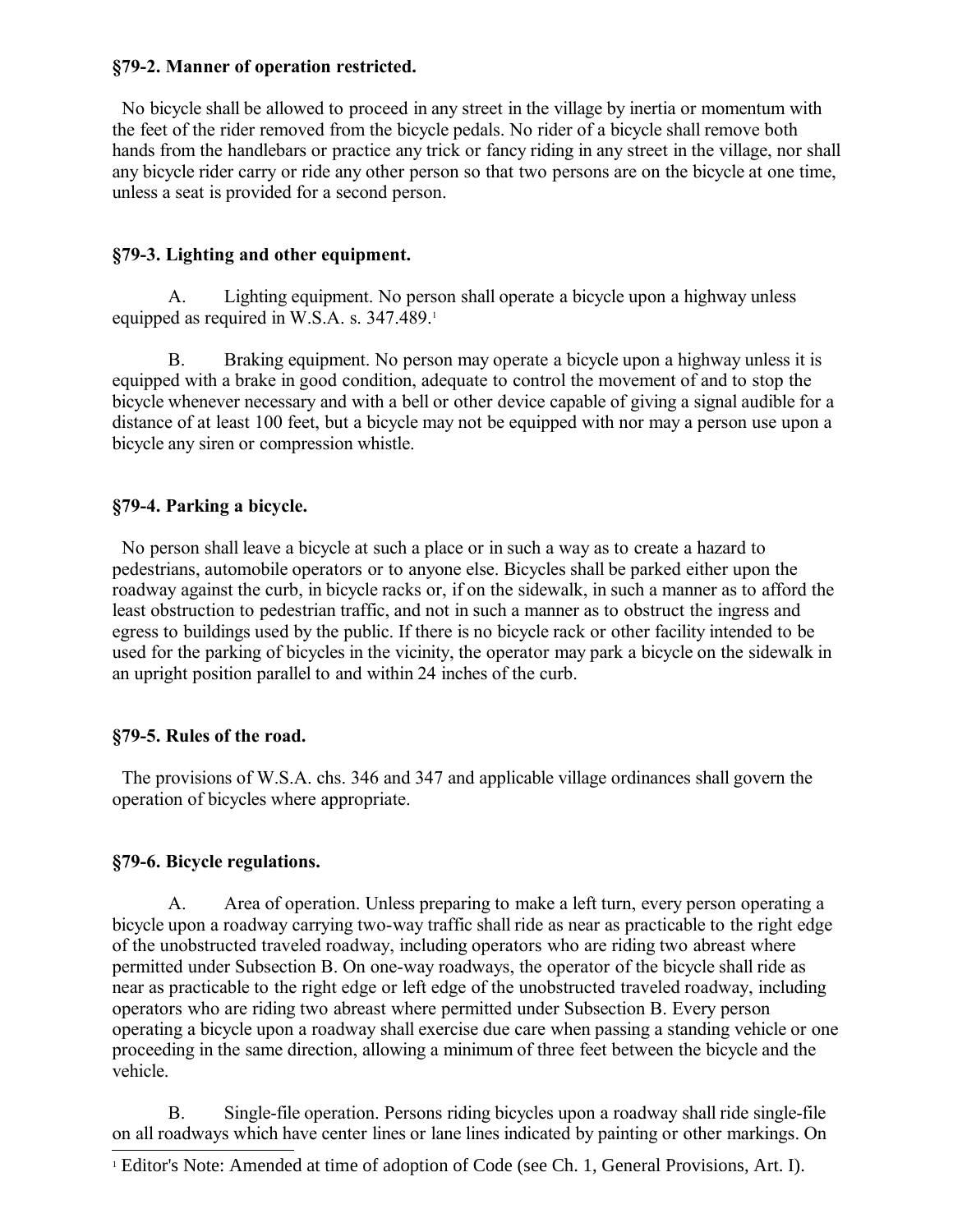**§79-2. Manner of operation restricted.**

No bicycle shall be allowed to proceed in any street in the village by inertia or momentum with the feet of the rider removed from the bicycle pedals. No rider of a bicycle shall remove both hands from the handlebars or practice any trick or fancy riding in any street in the village, nor shall any bicycle rider carry or ride any other person so that two persons are on the bicycle at one time, unless a seat is provided for a second person.

**§79-3. Lighting and other equipment.**

A. Lighting equipment. No person shall operate a bicycle upon a highway unless equipped as required in W.S.A. s. 347.489.[1]

B. Braking equipment. No person may operate a bicycle upon a highway unless it is equipped with a brake in good condition, adequate to control the movement of and to stop the bicycle whenever necessary and with a bell or other device capable of giving a signal audible for a distance of at least 100 feet, but a bicycle may not be equipped with nor may a person use upon a bicycle any siren or compression whistle.

**§79-4. Parking a bicycle.**

No person shall leave a bicycle at such a place or in such a way as to create a hazard to pedestrians, automobile operators or to anyone else. Bicycles shall be parked either upon the roadway against the curb, in bicycle racks or, if on the sidewalk, in such a manner as to afford the least obstruction to pedestrian traffic, and not in such a manner as to obstruct the ingress and egress to buildings used by the public. If there is no bicycle rack or other facility intended to be used for the parking of bicycles in the vicinity, the operator may park a bicycle on the sidewalk in an upright position parallel to and within 24 inches of the curb.

**§79-5. Rules of the road.**

The provisions of W.S.A. chs. 346 and 347 and applicable village ordinances shall govern the operation of bicycles where appropriate.

**§79-6. Bicycle regulations.**

A. Area of operation. Unless preparing to make a left turn, every person operating a bicycle upon a roadway carrying two-way traffic shall ride as near as practicable to the right edge of the unobstructed traveled roadway, including operators who are riding two abreast where permitted under Subsection B. On one-way roadways, the operator of the bicycle shall ride as near as practicable to the right edge or left edge of the unobstructed traveled roadway, including operators who are riding two abreast where permitted under Subsection B. Every person operating a bicycle upon a roadway shall exercise due care when passing a standing vehicle or one proceeding in the same direction, allowing a minimum of three feet between the bicycle and the vehicle.

B. Single-file operation. Persons riding bicycles upon a roadway shall ride single-file on all roadways which have center lines or lane lines indicated by painting or other markings. On

[1] Editor's Note: Amended at time of adoption of Code (see Ch. 1, General Provisions, Art. I).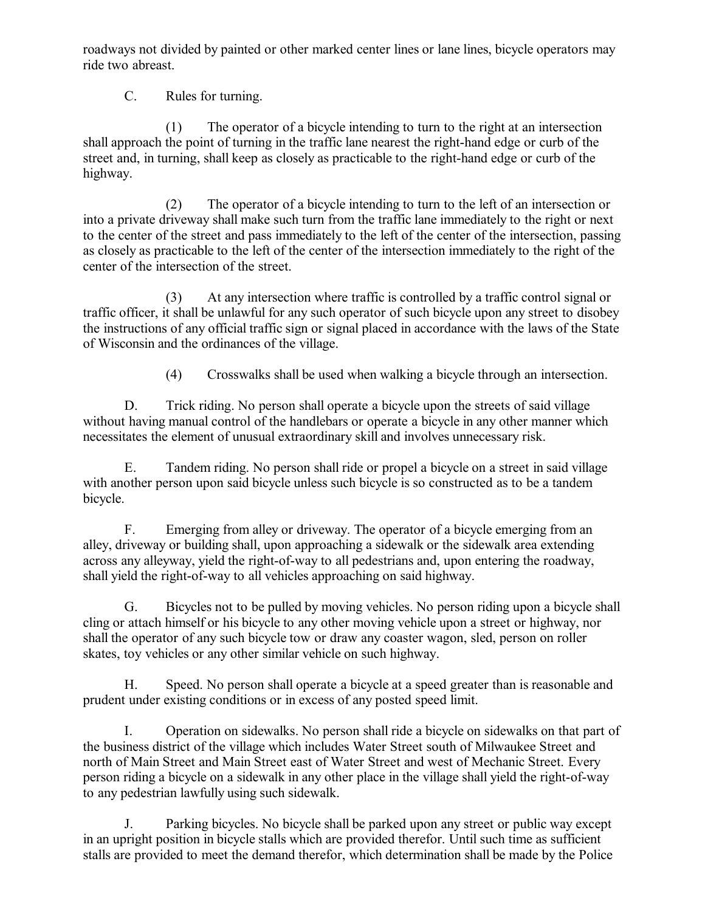roadways not divided by painted or other marked center lines or lane lines, bicycle operators may ride two abreast.

C. Rules for turning.

(1) The operator of a bicycle intending to turn to the right at an intersection shall approach the point of turning in the traffic lane nearest the right-hand edge or curb of the street and, in turning, shall keep as closely as practicable to the right-hand edge or curb of the highway.

(2) The operator of a bicycle intending to turn to the left of an intersection or into a private driveway shall make such turn from the traffic lane immediately to the right or next to the center of the street and pass immediately to the left of the center of the intersection, passing as closely as practicable to the left of the center of the intersection immediately to the right of the center of the intersection of the street.

(3) At any intersection where traffic is controlled by a traffic control signal or traffic officer, it shall be unlawful for any such operator of such bicycle upon any street to disobey the instructions of any official traffic sign or signal placed in accordance with the laws of the State of Wisconsin and the ordinances of the village.

(4) Crosswalks shall be used when walking a bicycle through an intersection.

D. Trick riding. No person shall operate a bicycle upon the streets of said village without having manual control of the handlebars or operate a bicycle in any other manner which necessitates the element of unusual extraordinary skill and involves unnecessary risk.

E. Tandem riding. No person shall ride or propel a bicycle on a street in said village with another person upon said bicycle unless such bicycle is so constructed as to be a tandem bicycle.

F. Emerging from alley or driveway. The operator of a bicycle emerging from an alley, driveway or building shall, upon approaching a sidewalk or the sidewalk area extending across any alleyway, yield the right-of-way to all pedestrians and, upon entering the roadway, shall yield the right-of-way to all vehicles approaching on said highway.

G. Bicycles not to be pulled by moving vehicles. No person riding upon a bicycle shall cling or attach himself or his bicycle to any other moving vehicle upon a street or highway, nor shall the operator of any such bicycle tow or draw any coaster wagon, sled, person on roller skates, toy vehicles or any other similar vehicle on such highway.

H. Speed. No person shall operate a bicycle at a speed greater than is reasonable and prudent under existing conditions or in excess of any posted speed limit.

I. Operation on sidewalks. No person shall ride a bicycle on sidewalks on that part of the business district of the village which includes Water Street south of Milwaukee Street and north of Main Street and Main Street east of Water Street and west of Mechanic Street. Every person riding a bicycle on a sidewalk in any other place in the village shall yield the right-of-way to any pedestrian lawfully using such sidewalk.

J. Parking bicycles. No bicycle shall be parked upon any street or public way except in an upright position in bicycle stalls which are provided therefor. Until such time as sufficient stalls are provided to meet the demand therefor, which determination shall be made by the Police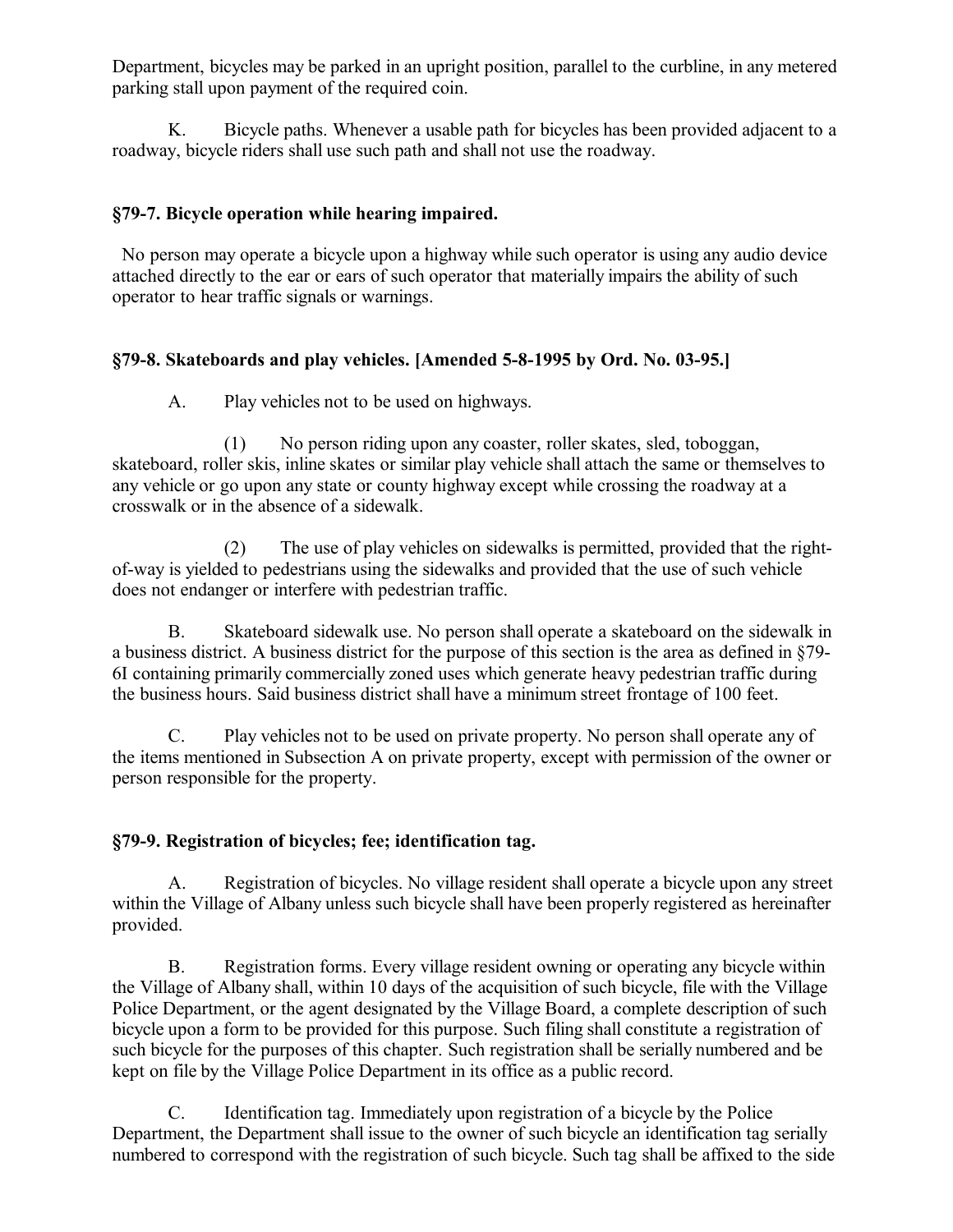Department, bicycles may be parked in an upright position, parallel to the curbline, in any metered parking stall upon payment of the required coin.

K. Bicycle paths. Whenever a usable path for bicycles has been provided adjacent to a roadway, bicycle riders shall use such path and shall not use the roadway.

### §79-7. Bicycle operation while hearing impaired.

No person may operate a bicycle upon a highway while such operator is using any audio device attached directly to the ear or ears of such operator that materially impairs the ability of such operator to hear traffic signals or warnings.

### §79-8. Skateboards and play vehicles. [Amended 5-8-1995 by Ord. No. 03-95.]

A. Play vehicles not to be used on highways.

(1) No person riding upon any coaster, roller skates, sled, toboggan, skateboard, roller skis, inline skates or similar play vehicle shall attach the same or themselves to any vehicle or go upon any state or county highway except while crossing the roadway at a crosswalk or in the absence of a sidewalk.

(2) The use of play vehicles on sidewalks is permitted, provided that the right-of-way is yielded to pedestrians using the sidewalks and provided that the use of such vehicle does not endanger or interfere with pedestrian traffic.

B. Skateboard sidewalk use. No person shall operate a skateboard on the sidewalk in a business district. A business district for the purpose of this section is the area as defined in §79-6I containing primarily commercially zoned uses which generate heavy pedestrian traffic during the business hours. Said business district shall have a minimum street frontage of 100 feet.

C. Play vehicles not to be used on private property. No person shall operate any of the items mentioned in Subsection A on private property, except with permission of the owner or person responsible for the property.

### §79-9. Registration of bicycles; fee; identification tag.

A. Registration of bicycles. No village resident shall operate a bicycle upon any street within the Village of Albany unless such bicycle shall have been properly registered as hereinafter provided.

B. Registration forms. Every village resident owning or operating any bicycle within the Village of Albany shall, within 10 days of the acquisition of such bicycle, file with the Village Police Department, or the agent designated by the Village Board, a complete description of such bicycle upon a form to be provided for this purpose. Such filing shall constitute a registration of such bicycle for the purposes of this chapter. Such registration shall be serially numbered and be kept on file by the Village Police Department in its office as a public record.

C. Identification tag. Immediately upon registration of a bicycle by the Police Department, the Department shall issue to the owner of such bicycle an identification tag serially numbered to correspond with the registration of such bicycle. Such tag shall be affixed to the side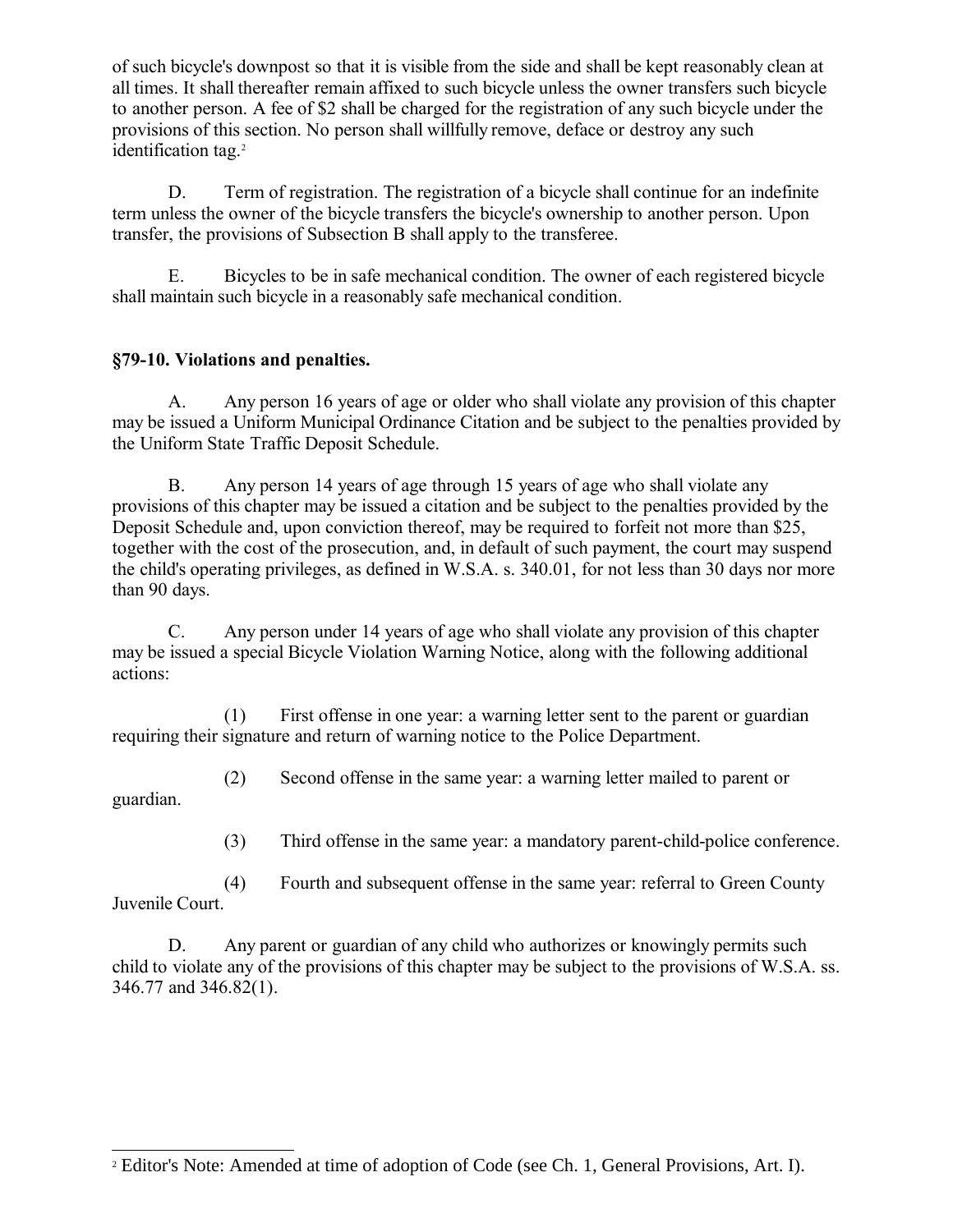of such bicycle's downpost so that it is visible from the side and shall be kept reasonably clean at all times. It shall thereafter remain affixed to such bicycle unless the owner transfers such bicycle to another person. A fee of $2 shall be charged for the registration of any such bicycle under the provisions of this section. No person shall willfully remove, deface or destroy any such identification tag.[2]

D. Term of registration. The registration of a bicycle shall continue for an indefinite term unless the owner of the bicycle transfers the bicycle's ownership to another person. Upon transfer, the provisions of Subsection B shall apply to the transferee.

E. Bicycles to be in safe mechanical condition. The owner of each registered bicycle shall maintain such bicycle in a reasonably safe mechanical condition.

**§79-10. Violations and penalties.**

A. Any person 16 years of age or older who shall violate any provision of this chapter may be issued a Uniform Municipal Ordinance Citation and be subject to the penalties provided by the Uniform State Traffic Deposit Schedule.

B. Any person 14 years of age through 15 years of age who shall violate any provisions of this chapter may be issued a citation and be subject to the penalties provided by the Deposit Schedule and, upon conviction thereof, may be required to forfeit not more than $25, together with the cost of the prosecution, and, in default of such payment, the court may suspend the child's operating privileges, as defined in W.S.A. s. 340.01, for not less than 30 days nor more than 90 days.

C. Any person under 14 years of age who shall violate any provision of this chapter may be issued a special Bicycle Violation Warning Notice, along with the following additional actions:

(1) First offense in one year: a warning letter sent to the parent or guardian requiring their signature and return of warning notice to the Police Department.

(2) Second offense in the same year: a warning letter mailed to parent or guardian.

(3) Third offense in the same year: a mandatory parent-child-police conference.

(4) Fourth and subsequent offense in the same year: referral to Green County Juvenile Court.

D. Any parent or guardian of any child who authorizes or knowingly permits such child to violate any of the provisions of this chapter may be subject to the provisions of W.S.A. ss. 346.77 and 346.82(1).

[2] Editor's Note: Amended at time of adoption of Code (see Ch. 1, General Provisions, Art. I).